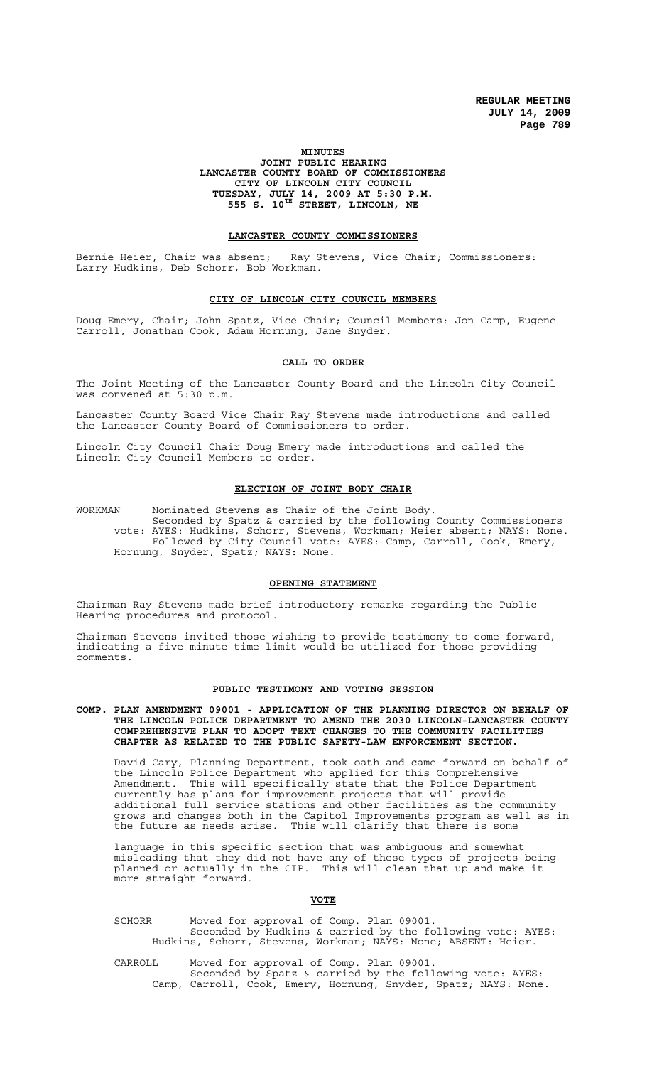# MINUTES

## JOINT PUBLIC HEARING
## LANCASTER COUNTY BOARD OF COMMISSIONERS
## CITY OF LINCOLN CITY COUNCIL
## TUESDAY, JULY 14, 2009 AT 5:30 P.M.
## 555 S. 10TH STREET, LINCOLN, NE

### LANCASTER COUNTY COMMISSIONERS

Bernie Heier, Chair was absent; Ray Stevens, Vice Chair; Commissioners: Larry Hudkins, Deb Schorr, Bob Workman.

### CITY OF LINCOLN CITY COUNCIL MEMBERS

Doug Emery, Chair; John Spatz, Vice Chair; Council Members: Jon Camp, Eugene Carroll, Jonathan Cook, Adam Hornung, Jane Snyder.

### CALL TO ORDER

The Joint Meeting of the Lancaster County Board and the Lincoln City Council was convened at 5:30 p.m.

Lancaster County Board Vice Chair Ray Stevens made introductions and called the Lancaster County Board of Commissioners to order.

Lincoln City Council Chair Doug Emery made introductions and called the Lincoln City Council Members to order.

### ELECTION OF JOINT BODY CHAIR

WORKMAN Nominated Stevens as Chair of the Joint Body.
Seconded by Spatz & carried by the following County Commissioners vote: AYES: Hudkins, Schorr, Stevens, Workman; Heier absent; NAYS: None.
Followed by City Council vote: AYES: Camp, Carroll, Cook, Emery, Hornung, Snyder, Spatz; NAYS: None.

### OPENING STATEMENT

Chairman Ray Stevens made brief introductory remarks regarding the Public Hearing procedures and protocol.

Chairman Stevens invited those wishing to provide testimony to come forward, indicating a five minute time limit would be utilized for those providing comments.

### PUBLIC TESTIMONY AND VOTING SESSION

**COMP. PLAN AMENDMENT 09001 - APPLICATION OF THE PLANNING DIRECTOR ON BEHALF OF THE LINCOLN POLICE DEPARTMENT TO AMEND THE 2030 LINCOLN-LANCASTER COUNTY COMPREHENSIVE PLAN TO ADOPT TEXT CHANGES TO THE COMMUNITY FACILITIES CHAPTER AS RELATED TO THE PUBLIC SAFETY-LAW ENFORCEMENT SECTION.**

David Cary, Planning Department, took oath and came forward on behalf of the Lincoln Police Department who applied for this Comprehensive Amendment. This will specifically state that the Police Department currently has plans for improvement projects that will provide additional full service stations and other facilities as the community grows and changes both in the Capitol Improvements program as well as in the future as needs arise. This will clarify that there is some language in this specific section that was ambiguous and somewhat misleading that they did not have any of these types of projects being planned or actually in the CIP. This will clean that up and make it more straight forward.

**VOTE**

SCHORR Moved for approval of Comp. Plan 09001.
Seconded by Hudkins & carried by the following vote: AYES: Hudkins, Schorr, Stevens, Workman; NAYS: None; ABSENT: Heier.

CARROLL Moved for approval of Comp. Plan 09001.
Seconded by Spatz & carried by the following vote: AYES: Camp, Carroll, Cook, Emery, Hornung, Snyder, Spatz; NAYS: None.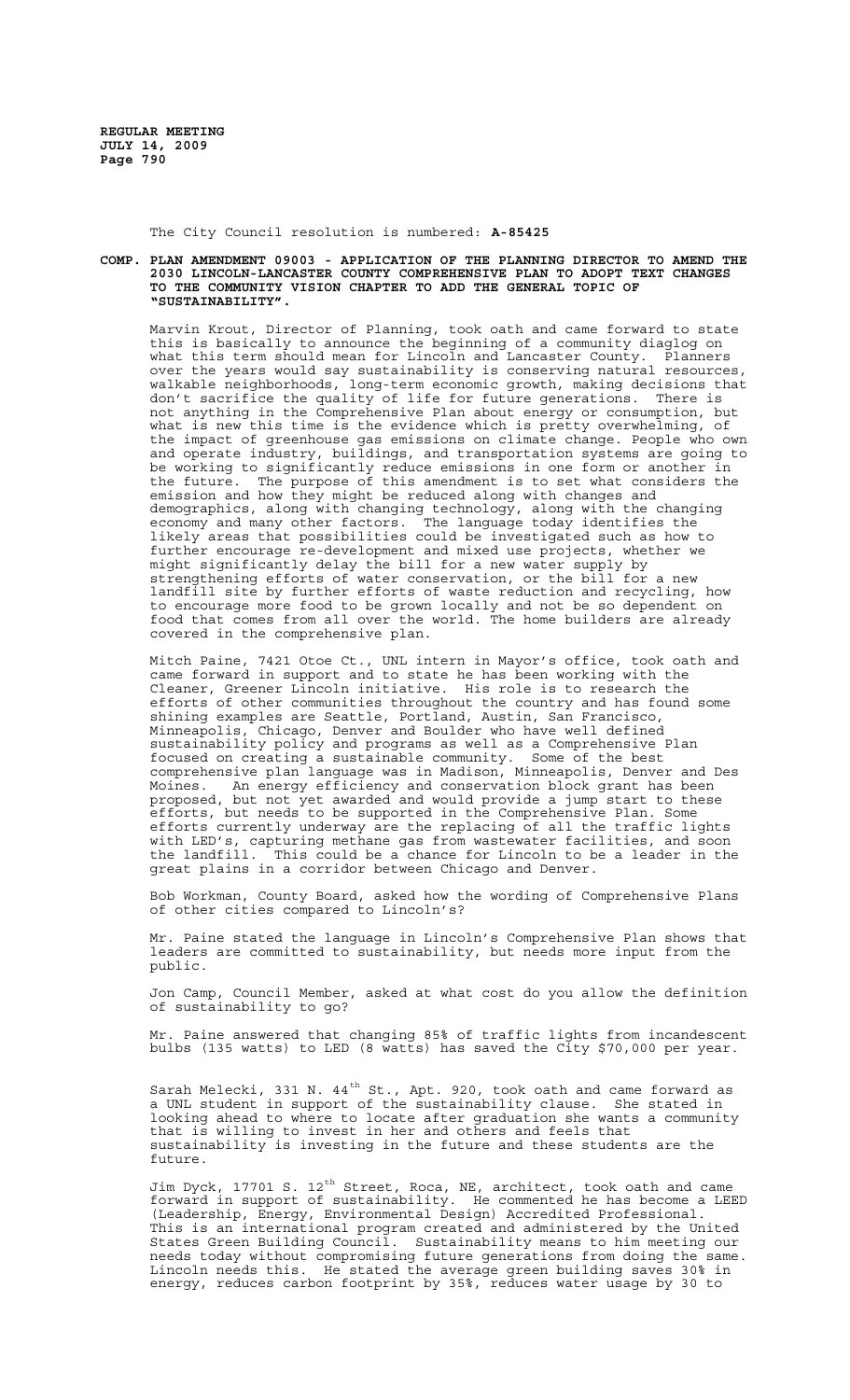The City Council resolution is numbered: **A-85425**

**COMP. PLAN AMENDMENT 09003 - APPLICATION OF THE PLANNING DIRECTOR TO AMEND THE 2030 LINCOLN-LANCASTER COUNTY COMPREHENSIVE PLAN TO ADOPT TEXT CHANGES TO THE COMMUNITY VISION CHAPTER TO ADD THE GENERAL TOPIC OF "SUSTAINABILITY".**

Marvin Krout, Director of Planning, took oath and came forward to state this is basically to announce the beginning of a community diaglog on what this term should mean for Lincoln and Lancaster County. Planners over the years would say sustainability is conserving natural resources, walkable neighborhoods, long-term economic growth, making decisions that don't sacrifice the quality of life for future generations. There is not anything in the Comprehensive Plan about energy or consumption, but what is new this time is the evidence which is pretty overwhelming, of the impact of greenhouse gas emissions on climate change. People who own and operate industry, buildings, and transportation systems are going to be working to significantly reduce emissions in one form or another in the future. The purpose of this amendment is to set what considers the emission and how they might be reduced along with changes and demographics, along with changing technology, along with the changing economy and many other factors. The language today identifies the likely areas that possibilities could be investigated such as how to further encourage re-development and mixed use projects, whether we might significantly delay the bill for a new water supply by strengthening efforts of water conservation, or the bill for a new landfill site by further efforts of waste reduction and recycling, how to encourage more food to be grown locally and not be so dependent on food that comes from all over the world. The home builders are already covered in the comprehensive plan.

Mitch Paine, 7421 Otoe Ct., UNL intern in Mayor's office, took oath and came forward in support and to state he has been working with the Cleaner, Greener Lincoln initiative. His role is to research the efforts of other communities throughout the country and has found some shining examples are Seattle, Portland, Austin, San Francisco, Minneapolis, Chicago, Denver and Boulder who have well defined sustainability policy and programs as well as a Comprehensive Plan focused on creating a sustainable community. Some of the best comprehensive plan language was in Madison, Minneapolis, Denver and Des Moines. An energy efficiency and conservation block grant has been proposed, but not yet awarded and would provide a jump start to these efforts, but needs to be supported in the Comprehensive Plan. Some efforts currently underway are the replacing of all the traffic lights with LED's, capturing methane gas from wastewater facilities, and soon the landfill. This could be a chance for Lincoln to be a leader in the great plains in a corridor between Chicago and Denver.

Bob Workman, County Board, asked how the wording of Comprehensive Plans of other cities compared to Lincoln's?

Mr. Paine stated the language in Lincoln's Comprehensive Plan shows that leaders are committed to sustainability, but needs more input from the public.

Jon Camp, Council Member, asked at what cost do you allow the definition of sustainability to go?

Mr. Paine answered that changing 85% of traffic lights from incandescent bulbs (135 watts) to LED (8 watts) has saved the City $70,000 per year.

Sarah Melecki, 331 N. 44th St., Apt. 920, took oath and came forward as a UNL student in support of the sustainability clause. She stated in looking ahead to where to locate after graduation she wants a community that is willing to invest in her and others and feels that sustainability is investing in the future and these students are the future.

Jim Dyck, 17701 S. 12th Street, Roca, NE, architect, took oath and came forward in support of sustainability. He commented he has become a LEED (Leadership, Energy, Environmental Design) Accredited Professional. This is an international program created and administered by the United States Green Building Council. Sustainability means to him meeting our needs today without compromising future generations from doing the same. Lincoln needs this. He stated the average green building saves 30% in energy, reduces carbon footprint by 35%, reduces water usage by 30 to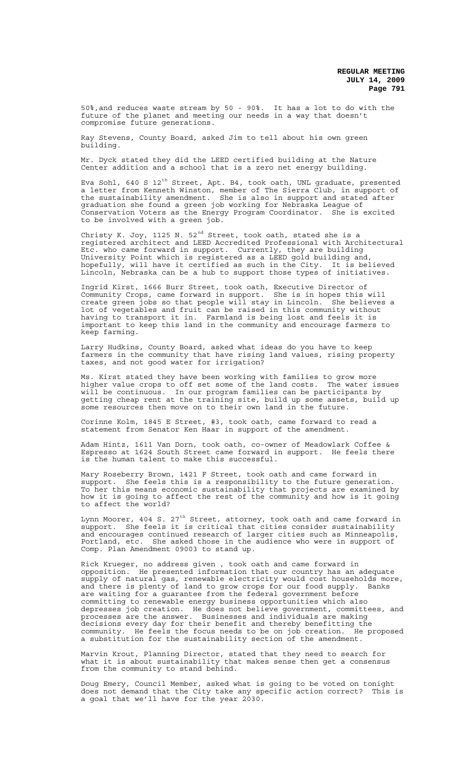50%,and reduces waste stream by 50 - 90%. It has a lot to do with the future of the planet and meeting our needs in a way that doesn't compromise future generations.

Ray Stevens, County Board, asked Jim to tell about his own green building.

Mr. Dyck stated they did the LEED certified building at the Nature Center addition and a school that is a zero net energy building.

Eva Sohl, 640 S 12th Street, Apt. B4, took oath, UNL graduate, presented a letter from Kenneth Winston, member of The Sierra Club, in support of the sustainability amendment. She is also in support and stated after graduation she found a green job working for Nebraska League of Conservation Voters as the Energy Program Coordinator. She is excited to be involved with a green job.

Christy K. Joy, 1125 N. 52nd Street, took oath, stated she is a registered architect and LEED Accredited Professional with Architectural Etc. who came forward in support. Currently, they are building University Point which is registered as a LEED gold building and, hopefully, will have it certified as such in the City. It is believed Lincoln, Nebraska can be a hub to support those types of initiatives.

Ingrid Kirst, 1666 Burr Street, took oath, Executive Director of Community Crops, came forward in support. She is in hopes this will create green jobs so that people will stay in Lincoln. She believes a lot of vegetables and fruit can be raised in this community without having to transport it in. Farmland is being lost and feels it is important to keep this land in the community and encourage farmers to keep farming.

Larry Hudkins, County Board, asked what ideas do you have to keep farmers in the community that have rising land values, rising property taxes, and not good water for irrigation?

Ms. Kirst stated they have been working with families to grow more higher value crops to off set some of the land costs. The water issues will be continuous. In our program families can be participants by getting cheap rent at the training site, build up some assets, build up some resources then move on to their own land in the future.

Corinne Kolm, 1845 E Street, #3, took oath, came forward to read a statement from Senator Ken Haar in support of the amendment.

Adam Hintz, 1611 Van Dorn, took oath, co-owner of Meadowlark Coffee & Espresso at 1624 South Street came forward in support. He feels there is the human talent to make this successful.

Mary Roseberry Brown, 1421 F Street, took oath and came forward in support. She feels this is a responsibility to the future generation. To her this means economic sustainability that projects are examined by how it is going to affect the rest of the community and how is it going to affect the world?

Lynn Moorer, 404 S. 27th Street, attorney, took oath and came forward in support. She feels it is critical that cities consider sustainability and encourages continued research of larger cities such as Minneapolis, Portland, etc. She asked those in the audience who were in support of Comp. Plan Amendment 09003 to stand up.

Rick Krueger, no address given , took oath and came forward in opposition. He presented information that our country has an adequate supply of natural gas, renewable electricity would cost households more, and there is plenty of land to grow crops for our food supply. Banks are waiting for a guarantee from the federal government before committing to renewable energy business opportunities which also depresses job creation. He does not believe government, committees, and processes are the answer. Businesses and individuals are making decisions every day for their benefit and thereby benefitting the community. He feels the focus needs to be on job creation. He proposed a substitution for the sustainability section of the amendment.

Marvin Krout, Planning Director, stated that they need to search for what it is about sustainability that makes sense then get a consensus from the community to stand behind.

Doug Emery, Council Member, asked what is going to be voted on tonight does not demand that the City take any specific action correct? This is a goal that we'll have for the year 2030.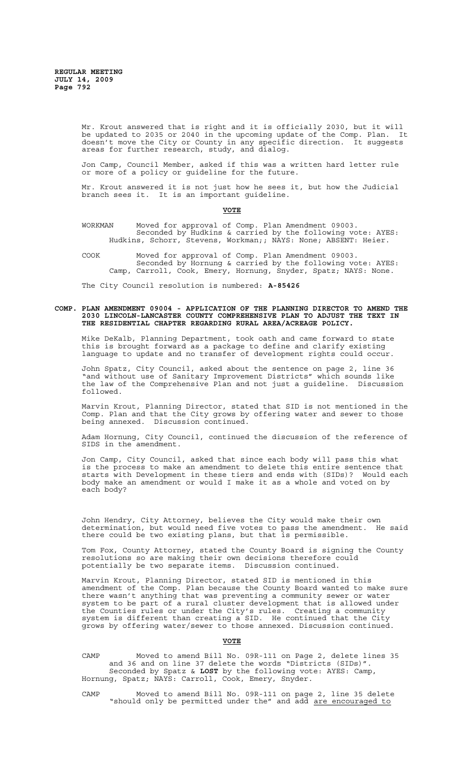Mr. Krout answered that is right and it is officially 2030, but it will be updated to 2035 or 2040 in the upcoming update of the Comp. Plan. It doesn't move the City or County in any specific direction. It suggests areas for further research, study, and dialog.

Jon Camp, Council Member, asked if this was a written hard letter rule or more of a policy or guideline for the future.

Mr. Krout answered it is not just how he sees it, but how the Judicial branch sees it. It is an important guideline.

**VOTE**

WORKMAN Moved for approval of Comp. Plan Amendment 09003. Seconded by Hudkins & carried by the following vote: AYES: Hudkins, Schorr, Stevens, Workman;; NAYS: None; ABSENT: Heier.

COOK Moved for approval of Comp. Plan Amendment 09003. Seconded by Hornung & carried by the following vote: AYES: Camp, Carroll, Cook, Emery, Hornung, Snyder, Spatz; NAYS: None.

The City Council resolution is numbered: **A-85426**

**COMP. PLAN AMENDMENT 09004 - APPLICATION OF THE PLANNING DIRECTOR TO AMEND THE 2030 LINCOLN-LANCASTER COUNTY COMPREHENSIVE PLAN TO ADJUST THE TEXT IN THE RESIDENTIAL CHAPTER REGARDING RURAL AREA/ACREAGE POLICY.**

Mike DeKalb, Planning Department, took oath and came forward to state this is brought forward as a package to define and clarify existing language to update and no transfer of development rights could occur.

John Spatz, City Council, asked about the sentence on page 2, line 36 "and without use of Sanitary Improvement Districts" which sounds like the law of the Comprehensive Plan and not just a guideline. Discussion followed.

Marvin Krout, Planning Director, stated that SID is not mentioned in the Comp. Plan and that the City grows by offering water and sewer to those being annexed. Discussion continued.

Adam Hornung, City Council, continued the discussion of the reference of SIDS in the amendment.

Jon Camp, City Council, asked that since each body will pass this what is the process to make an amendment to delete this entire sentence that starts with Development in these tiers and ends with (SIDs)? Would each body make an amendment or would I make it as a whole and voted on by each body?

John Hendry, City Attorney, believes the City would make their own determination, but would need five votes to pass the amendment. He said there could be two existing plans, but that is permissible.

Tom Fox, County Attorney, stated the County Board is signing the County resolutions so are making their own decisions therefore could potentially be two separate items. Discussion continued.

Marvin Krout, Planning Director, stated SID is mentioned in this amendment of the Comp. Plan because the County Board wanted to make sure there wasn't anything that was preventing a community sewer or water system to be part of a rural cluster development that is allowed under the Counties rules or under the City's rules. Creating a community system is different than creating a SID. He continued that the City grows by offering water/sewer to those annexed. Discussion continued.

**VOTE**

CAMP Moved to amend Bill No. 09R-111 on Page 2, delete lines 35 and 36 and on line 37 delete the words "Districts (SIDs)". Seconded by Spatz & **LOST** by the following vote: AYES: Camp, Hornung, Spatz; NAYS: Carroll, Cook, Emery, Snyder.

CAMP Moved to amend Bill No. 09R-111 on page 2, line 35 delete "should only be permitted under the" and add <u>are encouraged to</u>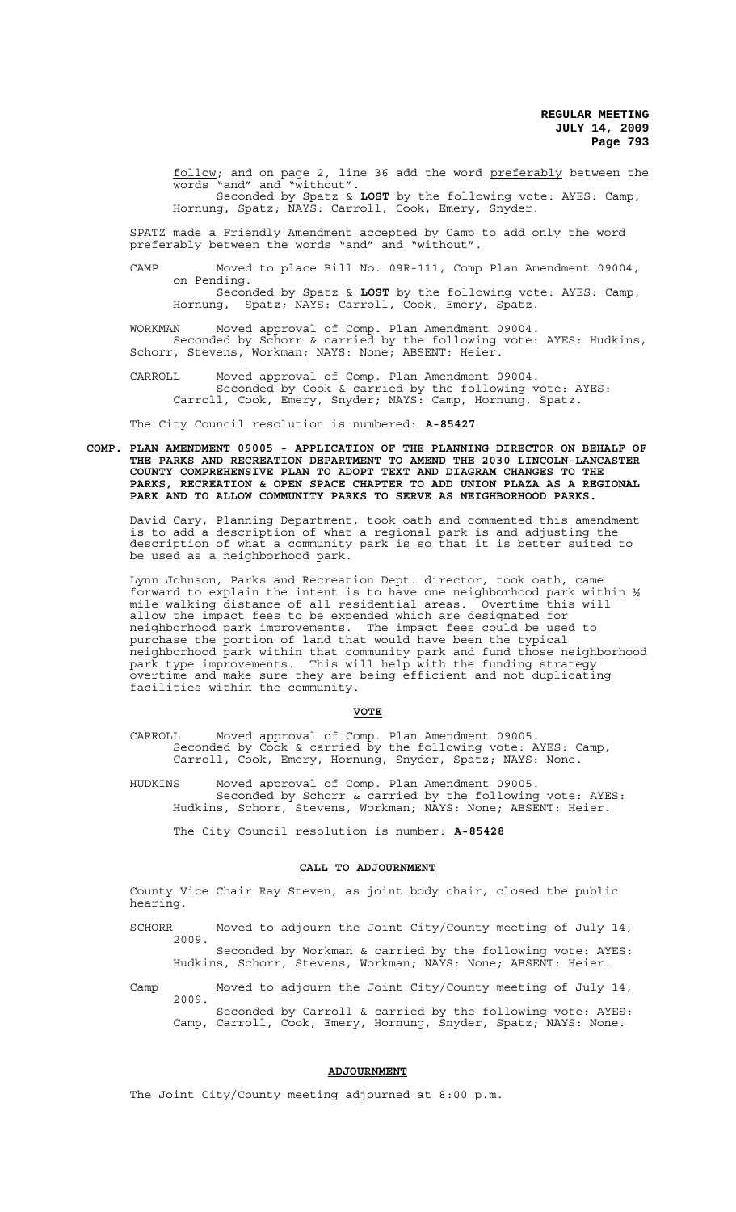follow; and on page 2, line 36 add the word preferably between the words "and" and "without".

Seconded by Spatz & **LOST** by the following vote: AYES: Camp, Hornung, Spatz; NAYS: Carroll, Cook, Emery, Snyder.

SPATZ made a Friendly Amendment accepted by Camp to add only the word preferably between the words "and" and "without".

CAMP Moved to place Bill No. 09R-111, Comp Plan Amendment 09004, on Pending.

Seconded by Spatz & **LOST** by the following vote: AYES: Camp, Hornung, Spatz; NAYS: Carroll, Cook, Emery, Spatz.

WORKMAN Moved approval of Comp. Plan Amendment 09004.

Seconded by Schorr & carried by the following vote: AYES: Hudkins, Schorr, Stevens, Workman; NAYS: None; ABSENT: Heier.

CARROLL Moved approval of Comp. Plan Amendment 09004.

Seconded by Cook & carried by the following vote: AYES: Carroll, Cook, Emery, Snyder; NAYS: Camp, Hornung, Spatz.

The City Council resolution is numbered: **A-85427**

**COMP. PLAN AMENDMENT 09005 - APPLICATION OF THE PLANNING DIRECTOR ON BEHALF OF THE PARKS AND RECREATION DEPARTMENT TO AMEND THE 2030 LINCOLN-LANCASTER COUNTY COMPREHENSIVE PLAN TO ADOPT TEXT AND DIAGRAM CHANGES TO THE PARKS, RECREATION & OPEN SPACE CHAPTER TO ADD UNION PLAZA AS A REGIONAL PARK AND TO ALLOW COMMUNITY PARKS TO SERVE AS NEIGHBORHOOD PARKS.**

David Cary, Planning Department, took oath and commented this amendment is to add a description of what a regional park is and adjusting the description of what a community park is so that it is better suited to be used as a neighborhood park.

Lynn Johnson, Parks and Recreation Dept. director, took oath, came forward to explain the intent is to have one neighborhood park within ½ mile walking distance of all residential areas. Overtime this will allow the impact fees to be expended which are designated for neighborhood park improvements. The impact fees could be used to purchase the portion of land that would have been the typical neighborhood park within that community park and fund those neighborhood park type improvements. This will help with the funding strategy overtime and make sure they are being efficient and not duplicating facilities within the community.

**VOTE**

CARROLL Moved approval of Comp. Plan Amendment 09005.

Seconded by Cook & carried by the following vote: AYES: Camp, Carroll, Cook, Emery, Hornung, Snyder, Spatz; NAYS: None.

HUDKINS Moved approval of Comp. Plan Amendment 09005.

Seconded by Schorr & carried by the following vote: AYES: Hudkins, Schorr, Stevens, Workman; NAYS: None; ABSENT: Heier.

The City Council resolution is number: **A-85428**

**CALL TO ADJOURNMENT**

County Vice Chair Ray Steven, as joint body chair, closed the public hearing.

SCHORR Moved to adjourn the Joint City/County meeting of July 14, 2009.

Seconded by Workman & carried by the following vote: AYES: Hudkins, Schorr, Stevens, Workman; NAYS: None; ABSENT: Heier.

Camp Moved to adjourn the Joint City/County meeting of July 14, 2009.

Seconded by Carroll & carried by the following vote: AYES: Camp, Carroll, Cook, Emery, Hornung, Snyder, Spatz; NAYS: None.

**ADJOURNMENT**

The Joint City/County meeting adjourned at 8:00 p.m.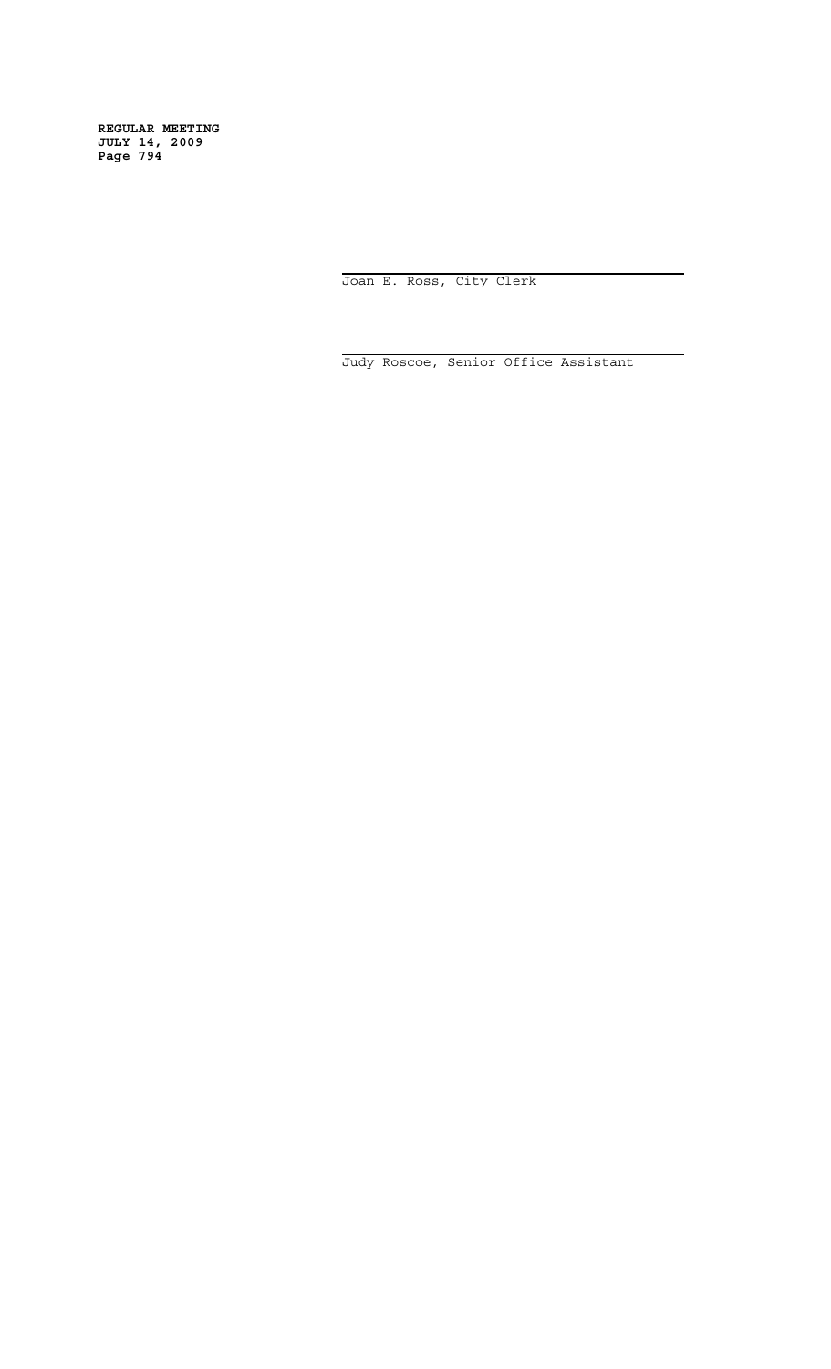\_\_\_\_\_\_\_\_\_\_\_\_\_\_\_\_\_\_\_\_\_\_\_\_\_\_\_\_\_\_\_\_\_\_\_\_\_\_\_\_
Joan E. Ross, City Clerk

\_\_\_\_\_\_\_\_\_\_\_\_\_\_\_\_\_\_\_\_\_\_\_\_\_\_\_\_\_\_\_\_\_\_\_\_\_\_\_\_
Judy Roscoe, Senior Office Assistant